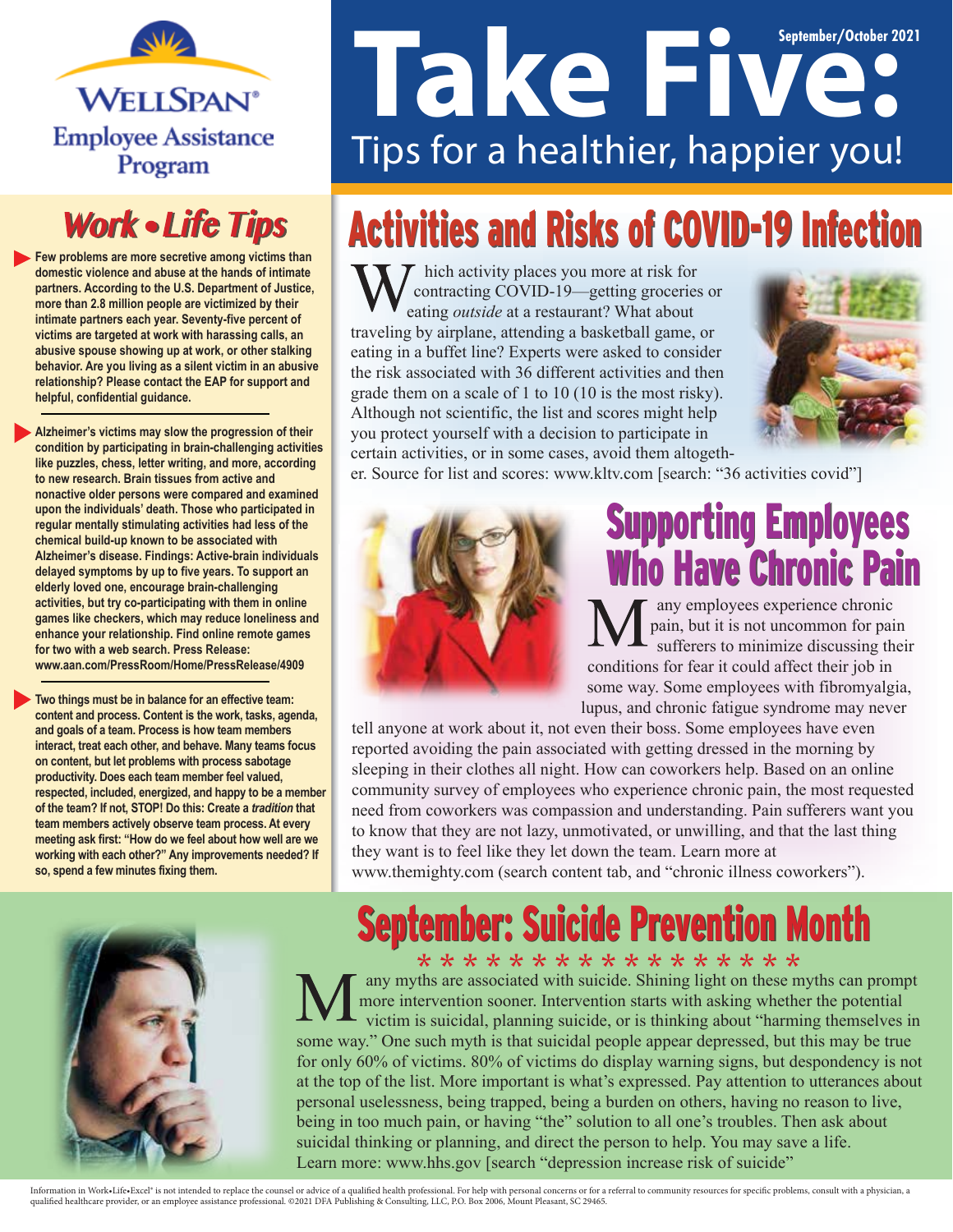WELLSPAN® Employee Assistance Program

# Take Five:

Tips for a healthier, happier you!

September/October 2021

## Work • Life Tips

- Few problems are more secretive among victims than domestic violence and abuse at the hands of intimate partners. According to the U.S. Department of Justice, more than 2.8 million people are victimized by their intimate partners each year. Seventy-five percent of victims are targeted at work with harassing calls, an abusive spouse showing up at work, or other stalking behavior. Are you living as a silent victim in an abusive relationship? Please contact the EAP for support and helpful, confidential guidance.

- Alzheimer's victims may slow the progression of their condition by participating in brain-challenging activities like puzzles, chess, letter writing, and more, according to new research. Brain tissues from active and nonactive older persons were compared and examined upon the individuals' death. Those who participated in regular mentally stimulating activities had less of the chemical build-up known to be associated with Alzheimer's disease. Findings: Active-brain individuals delayed symptoms by up to five years. To support an elderly loved one, encourage brain-challenging activities, but try co-participating with them in online games like checkers, which may reduce loneliness and enhance your relationship. Find online remote games for two with a web search. Press Release: www.aan.com/PressRoom/Home/PressRelease/4909

- Two things must be in balance for an effective team: content and process. Content is the work, tasks, agenda, and goals of a team. Process is how team members interact, treat each other, and behave. Many teams focus on content, but let problems with process sabotage productivity. Does each team member feel valued, respected, included, energized, and happy to be a member of the team? If not, STOP! Do this: Create a *tradition* that team members actively observe team process. At every meeting ask first: "How do we feel about how well are we working with each other?" Any improvements needed? If so, spend a few minutes fixing them.

## Activities and Risks of COVID-19 Infection

Which activity places you more at risk for contracting COVID-19—getting groceries or eating *outside* at a restaurant? What about traveling by airplane, attending a basketball game, or eating in a buffet line? Experts were asked to consider the risk associated with 36 different activities and then grade them on a scale of 1 to 10 (10 is the most risky). Although not scientific, the list and scores might help you protect yourself with a decision to participate in certain activities, or in some cases, avoid them altogether. Source for list and scores: www.kltv.com [search: "36 activities covid"]

## Supporting Employees Who Have Chronic Pain

Many employees experience chronic pain, but it is not uncommon for pain sufferers to minimize discussing their conditions for fear it could affect their job in some way. Some employees with fibromyalgia, lupus, and chronic fatigue syndrome may never tell anyone at work about it, not even their boss. Some employees have even reported avoiding the pain associated with getting dressed in the morning by sleeping in their clothes all night. How can coworkers help. Based on an online community survey of employees who experience chronic pain, the most requested need from coworkers was compassion and understanding. Pain sufferers want you to know that they are not lazy, unmotivated, or unwilling, and that the last thing they want is to feel like they let down the team. Learn more at www.themighty.com (search content tab, and "chronic illness coworkers").

## September: Suicide Prevention Month

Many myths are associated with suicide. Shining light on these myths can prompt more intervention sooner. Intervention starts with asking whether the potential victim is suicidal, planning suicide, or is thinking about "harming themselves in some way." One such myth is that suicidal people appear depressed, but this may be true for only 60% of victims. 80% of victims do display warning signs, but despondency is not at the top of the list. More important is what's expressed. Pay attention to utterances about personal uselessness, being trapped, being a burden on others, having no reason to live, being in too much pain, or having "the" solution to all one's troubles. Then ask about suicidal thinking or planning, and direct the person to help. You may save a life. Learn more: www.hhs.gov [search "depression increase risk of suicide"

Information in Work•Life•Excel® is not intended to replace the counsel or advice of a qualified health professional. For help with personal concerns or for a referral to community resources for specific problems, consult with a physician, a qualified healthcare provider, or an employee assistance professional. ©2021 DFA Publishing & Consulting, LLC, P.O. Box 2006, Mount Pleasant, SC 29465.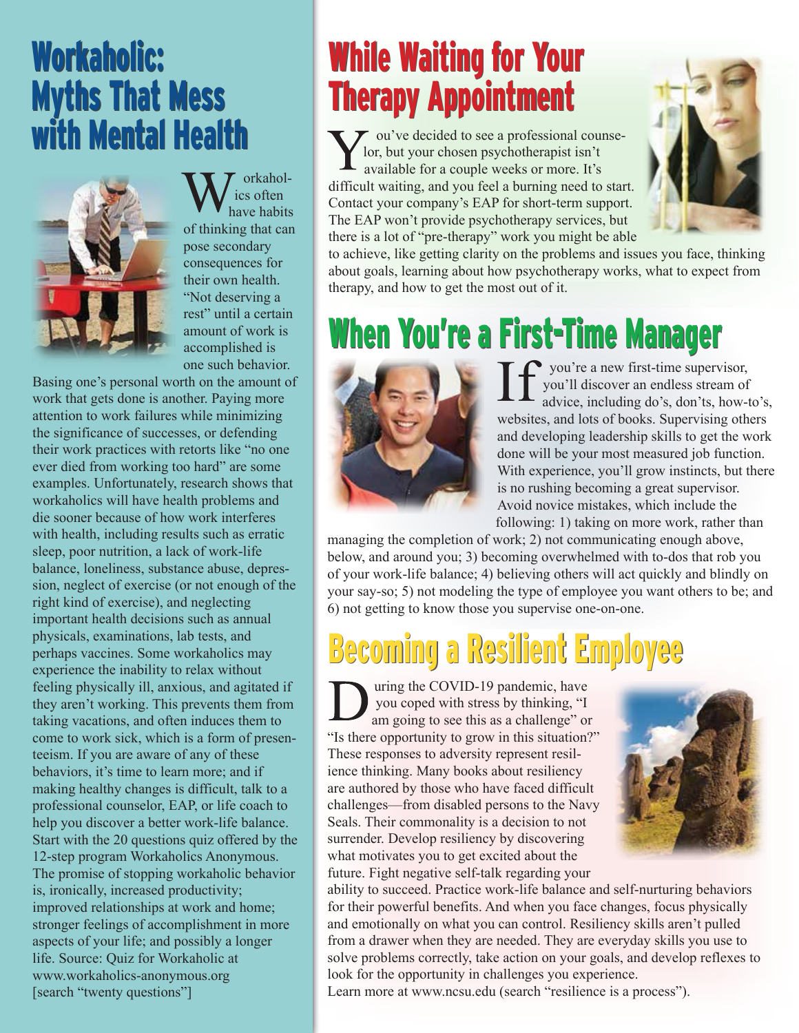## Workaholic: Myths That Mess with Mental Health

Workaholics often have habits of thinking that can pose secondary consequences for their own health. "Not deserving a rest" until a certain amount of work is accomplished is one such behavior. Basing one's personal worth on the amount of work that gets done is another. Paying more attention to work failures while minimizing the significance of successes, or defending their work practices with retorts like "no one ever died from working too hard" are some examples. Unfortunately, research shows that workaholics will have health problems and die sooner because of how work interferes with health, including results such as erratic sleep, poor nutrition, a lack of work-life balance, loneliness, substance abuse, depression, neglect of exercise (or not enough of the right kind of exercise), and neglecting important health decisions such as annual physicals, examinations, lab tests, and perhaps vaccines. Some workaholics may experience the inability to relax without feeling physically ill, anxious, and agitated if they aren't working. This prevents them from taking vacations, and often induces them to come to work sick, which is a form of presenteeism. If you are aware of any of these behaviors, it's time to learn more; and if making healthy changes is difficult, talk to a professional counselor, EAP, or life coach to help you discover a better work-life balance. Start with the 20 questions quiz offered by the 12-step program Workaholics Anonymous. The promise of stopping workaholic behavior is, ironically, increased productivity; improved relationships at work and home; stronger feelings of accomplishment in more aspects of your life; and possibly a longer life. Source: Quiz for Workaholic at www.workaholics-anonymous.org [search "twenty questions"]

## While Waiting for Your Therapy Appointment

You've decided to see a professional counselor, but your chosen psychotherapist isn't available for a couple weeks or more. It's difficult waiting, and you feel a burning need to start. Contact your company's EAP for short-term support. The EAP won't provide psychotherapy services, but there is a lot of "pre-therapy" work you might be able to achieve, like getting clarity on the problems and issues you face, thinking about goals, learning about how psychotherapy works, what to expect from therapy, and how to get the most out of it.

## When You're a First-Time Manager

If you're a new first-time supervisor, you'll discover an endless stream of advice, including do's, don'ts, how-to's, websites, and lots of books. Supervising others and developing leadership skills to get the work done will be your most measured job function. With experience, you'll grow instincts, but there is no rushing becoming a great supervisor. Avoid novice mistakes, which include the following: 1) taking on more work, rather than managing the completion of work; 2) not communicating enough above, below, and around you; 3) becoming overwhelmed with to-dos that rob you of your work-life balance; 4) believing others will act quickly and blindly on your say-so; 5) not modeling the type of employee you want others to be; and 6) not getting to know those you supervise one-on-one.

## Becoming a Resilient Employee

During the COVID-19 pandemic, have you coped with stress by thinking, "I am going to see this as a challenge" or "Is there opportunity to grow in this situation?" These responses to adversity represent resilience thinking. Many books about resiliency are authored by those who have faced difficult challenges—from disabled persons to the Navy Seals. Their commonality is a decision to not surrender. Develop resiliency by discovering what motivates you to get excited about the future. Fight negative self-talk regarding your ability to succeed. Practice work-life balance and self-nurturing behaviors for their powerful benefits. And when you face changes, focus physically and emotionally on what you can control. Resiliency skills aren't pulled from a drawer when they are needed. They are everyday skills you use to solve problems correctly, take action on your goals, and develop reflexes to look for the opportunity in challenges you experience.
Learn more at www.ncsu.edu (search "resilience is a process").